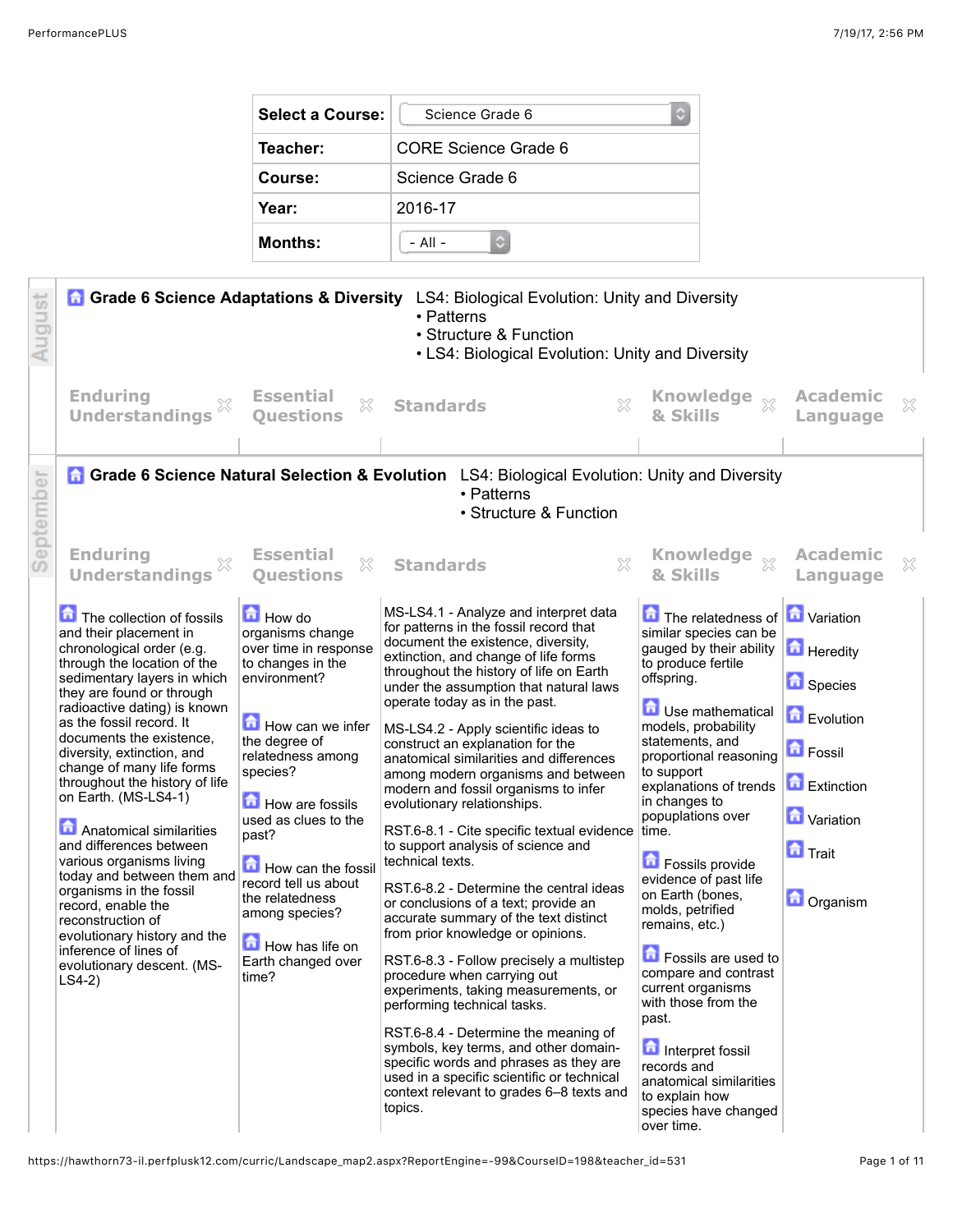| Select a Course: | Science Grade 6 |
| --- | --- |
| Teacher: | CORE Science Grade 6 |
| Course: | Science Grade 6 |
| Year: | 2016-17 |
| Months: | - All - |

## August

### Grade 6 Science Adaptations & Diversity

LS4: Biological Evolution: Unity and Diversity
- Patterns
- Structure & Function
- LS4: Biological Evolution: Unity and Diversity

| Enduring Understandings | Essential Questions | Standards | Knowledge & Skills | Academic Language |
| --- | --- | --- | --- | --- |
| | | | | |

## September

### Grade 6 Science Natural Selection & Evolution

LS4: Biological Evolution: Unity and Diversity
- Patterns
- Structure & Function

| Enduring Understandings | Essential Questions | Standards | Knowledge & Skills | Academic Language |
| --- | --- | --- | --- | --- |
| The collection of fossils and their placement in chronological order (e.g. through the location of the sedimentary layers in which they are found or through radioactive dating) is known as the fossil record. It documents the existence, diversity, extinction, and change of many life forms throughout the history of life on Earth. (MS-LS4-1)<br><br>Anatomical similarities and differences between various organisms living today and between them and organisms in the fossil record, enable the reconstruction of evolutionary history and the inference of lines of evolutionary descent. (MS-LS4-2) | How do organisms change over time in response to changes in the environment?<br><br>How can we infer the degree of relatedness among species?<br><br>How are fossils used as clues to the past?<br><br>How can the fossil record tell us about the relatedness among species?<br><br>How has life on Earth changed over time? | MS-LS4.1 - Analyze and interpret data for patterns in the fossil record that document the existence, diversity, extinction, and change of life forms throughout the history of life on Earth under the assumption that natural laws operate today as in the past.<br><br>MS-LS4.2 - Apply scientific ideas to construct an explanation for the anatomical similarities and differences among modern organisms and between modern and fossil organisms to infer evolutionary relationships.<br><br>RST.6-8.1 - Cite specific textual evidence to support analysis of science and technical texts.<br><br>RST.6-8.2 - Determine the central ideas or conclusions of a text; provide an accurate summary of the text distinct from prior knowledge or opinions.<br><br>RST.6-8.3 - Follow precisely a multistep procedure when carrying out experiments, taking measurements, or performing technical tasks.<br><br>RST.6-8.4 - Determine the meaning of symbols, key terms, and other domain-specific words and phrases as they are used in a specific scientific or technical context relevant to grades 6–8 texts and topics. | The relatedness of similar species can be gauged by their ability to produce fertile offspring.<br><br>Use mathematical models, probability statements, and proportional reasoning to support explanations of trends in changes to popuplations over time.<br><br>Fossils provide evidence of past life on Earth (bones, molds, petrified remains, etc.)<br><br>Fossils are used to compare and contrast current organisms with those from the past.<br><br>Interpret fossil records and anatomical similarities to explain how species have changed over time. | Variation<br><br>Heredity<br><br>Species<br><br>Evolution<br><br>Fossil<br><br>Extinction<br><br>Variation<br><br>Trait<br><br>Organism |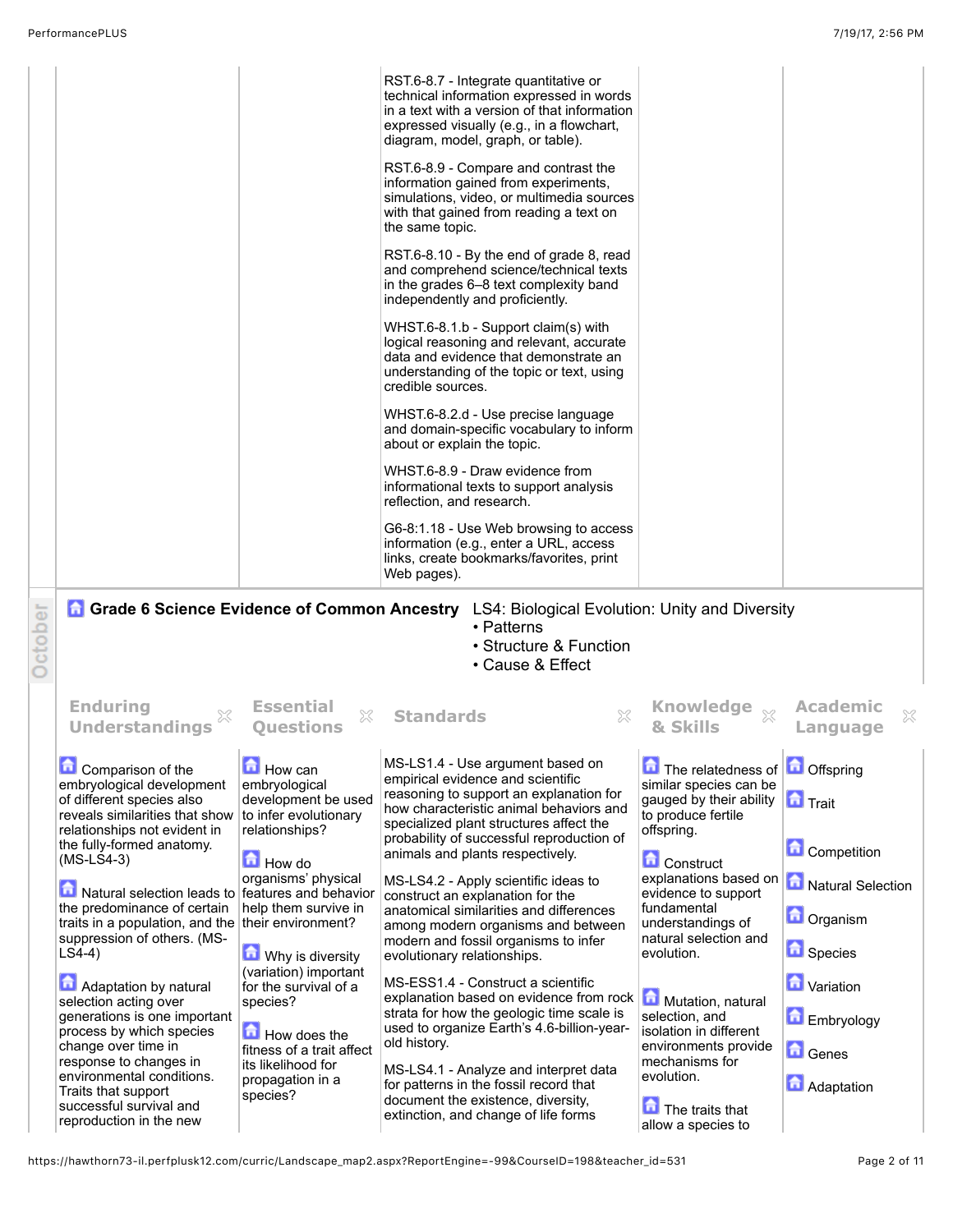| | | | | |
|---|---|---|---|---|
| | | RST.6-8.7 - Integrate quantitative or technical information expressed in words in a text with a version of that information expressed visually (e.g., in a flowchart, diagram, model, graph, or table).<br><br>RST.6-8.9 - Compare and contrast the information gained from experiments, simulations, video, or multimedia sources with that gained from reading a text on the same topic.<br><br>RST.6-8.10 - By the end of grade 8, read and comprehend science/technical texts in the grades 6–8 text complexity band independently and proficiently.<br><br>WHST.6-8.1.b - Support claim(s) with logical reasoning and relevant, accurate data and evidence that demonstrate an understanding of the topic or text, using credible sources.<br><br>WHST.6-8.2.d - Use precise language and domain-specific vocabulary to inform about or explain the topic.<br><br>WHST.6-8.9 - Draw evidence from informational texts to support analysis reflection, and research.<br><br>G6-8:1.18 - Use Web browsing to access information (e.g., enter a URL, access links, create bookmarks/favorites, print Web pages). | | |

October

## Grade 6 Science Evidence of Common Ancestry

LS4: Biological Evolution: Unity and Diversity

- Patterns
- Structure & Function
- Cause & Effect

| Enduring Understandings | Essential Questions | Standards | Knowledge & Skills | Academic Language |
|---|---|---|---|---|
| Comparison of the embryological development of different species also reveals similarities that show relationships not evident in the fully-formed anatomy. (MS-LS4-3)<br><br>Natural selection leads to the predominance of certain traits in a population, and the suppression of others. (MS-LS4-4)<br><br>Adaptation by natural selection acting over generations is one important process by which species change over time in response to changes in environmental conditions. Traits that support successful survival and reproduction in the new | How can embryological development be used to infer evolutionary relationships?<br><br>How do organisms' physical features and behavior help them survive in their environment?<br><br>Why is diversity (variation) important for the survival of a species?<br><br>How does the fitness of a trait affect its likelihood for propagation in a species? | MS-LS1.4 - Use argument based on empirical evidence and scientific reasoning to support an explanation for how characteristic animal behaviors and specialized plant structures affect the probability of successful reproduction of animals and plants respectively.<br><br>MS-LS4.2 - Apply scientific ideas to construct an explanation for the anatomical similarities and differences among modern organisms and between modern and fossil organisms to infer evolutionary relationships.<br><br>MS-ESS1.4 - Construct a scientific explanation based on evidence from rock strata for how the geologic time scale is used to organize Earth's 4.6-billion-year-old history.<br><br>MS-LS4.1 - Analyze and interpret data for patterns in the fossil record that document the existence, diversity, extinction, and change of life forms | The relatedness of similar species can be gauged by their ability to produce fertile offspring.<br><br>Construct explanations based on evidence to support fundamental understandings of natural selection and evolution.<br><br>Mutation, natural selection, and isolation in different environments provide mechanisms for evolution.<br><br>The traits that allow a species to | Offspring<br><br>Trait<br><br>Competition<br><br>Natural Selection<br><br>Organism<br><br>Species<br><br>Variation<br><br>Embryology<br><br>Genes<br><br>Adaptation |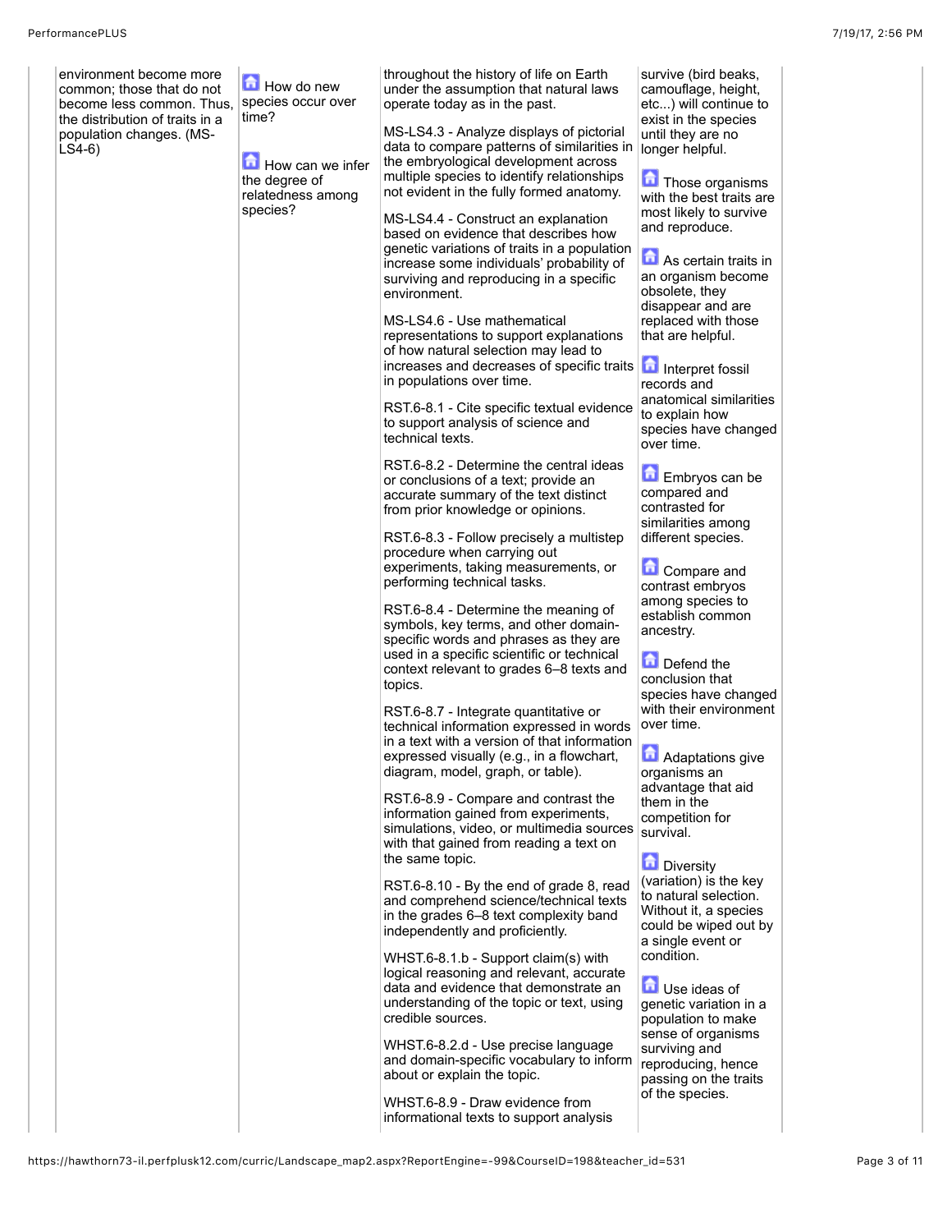| | | | | |
|---|---|---|---|---|
| | environment become more common; those that do not become less common. Thus, the distribution of traits in a population changes. (MS-LS4-6) | How do new species occur over time?<br><br>How can we infer the degree of relatedness among species? | throughout the history of life on Earth under the assumption that natural laws operate today as in the past.<br><br>MS-LS4.3 - Analyze displays of pictorial data to compare patterns of similarities in the embryological development across multiple species to identify relationships not evident in the fully formed anatomy.<br><br>MS-LS4.4 - Construct an explanation based on evidence that describes how genetic variations of traits in a population increase some individuals' probability of surviving and reproducing in a specific environment.<br><br>MS-LS4.6 - Use mathematical representations to support explanations of how natural selection may lead to increases and decreases of specific traits in populations over time.<br><br>RST.6-8.1 - Cite specific textual evidence to support analysis of science and technical texts.<br><br>RST.6-8.2 - Determine the central ideas or conclusions of a text; provide an accurate summary of the text distinct from prior knowledge or opinions.<br><br>RST.6-8.3 - Follow precisely a multistep procedure when carrying out experiments, taking measurements, or performing technical tasks.<br><br>RST.6-8.4 - Determine the meaning of symbols, key terms, and other domain-specific words and phrases as they are used in a specific scientific or technical context relevant to grades 6–8 texts and topics.<br><br>RST.6-8.7 - Integrate quantitative or technical information expressed in words in a text with a version of that information expressed visually (e.g., in a flowchart, diagram, model, graph, or table).<br><br>RST.6-8.9 - Compare and contrast the information gained from experiments, simulations, video, or multimedia sources with that gained from reading a text on the same topic.<br><br>RST.6-8.10 - By the end of grade 8, read and comprehend science/technical texts in the grades 6–8 text complexity band independently and proficiently.<br><br>WHST.6-8.1.b - Support claim(s) with logical reasoning and relevant, accurate data and evidence that demonstrate an understanding of the topic or text, using credible sources.<br><br>WHST.6-8.2.d - Use precise language and domain-specific vocabulary to inform about or explain the topic.<br><br>WHST.6-8.9 - Draw evidence from informational texts to support analysis | survive (bird beaks, camouflage, height, etc...) will continue to exist in the species until they are no longer helpful.<br><br>Those organisms with the best traits are most likely to survive and reproduce.<br><br>As certain traits in an organism become obsolete, they disappear and are replaced with those that are helpful.<br><br>Interpret fossil records and anatomical similarities to explain how species have changed over time.<br><br>Embryos can be compared and contrasted for similarities among different species.<br><br>Compare and contrast embryos among species to establish common ancestry.<br><br>Defend the conclusion that species have changed with their environment over time.<br><br>Adaptations give organisms an advantage that aid them in the competition for survival.<br><br>Diversity (variation) is the key to natural selection. Without it, a species could be wiped out by a single event or condition.<br><br>Use ideas of genetic variation in a population to make sense of organisms surviving and reproducing, hence passing on the traits of the species. |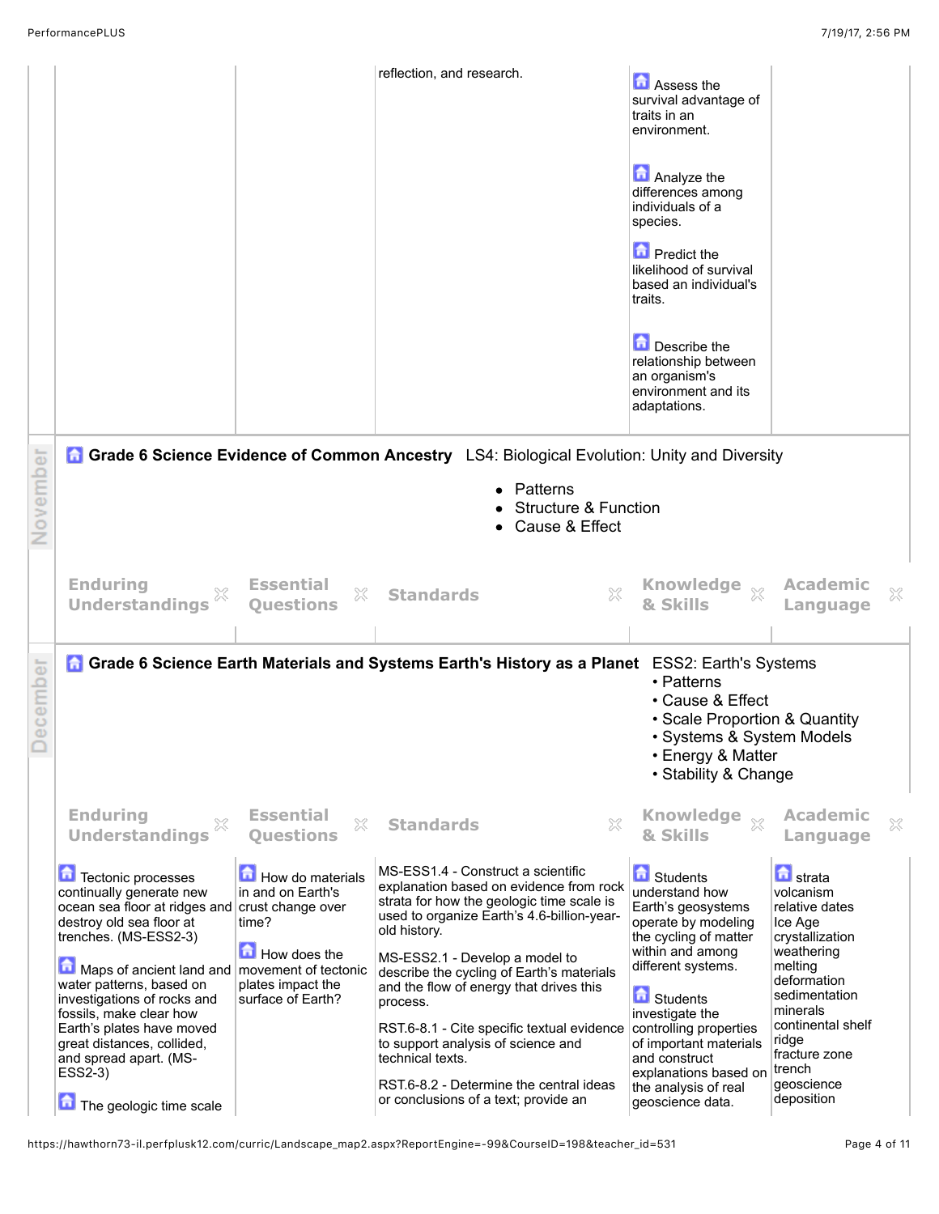| | | | | |
|---|---|---|---|---|
| | | reflection, and research. | Assess the survival advantage of traits in an environment.<br><br>Analyze the differences among individuals of a species.<br><br>Predict the likelihood of survival based an individual's traits.<br><br>Describe the relationship between an organism's environment and its adaptations. | |

November

## Grade 6 Science Evidence of Common Ancestry

LS4: Biological Evolution: Unity and Diversity

- Patterns
- Structure & Function
- Cause & Effect

| Enduring Understandings | Essential Questions | Standards | Knowledge & Skills | Academic Language |
|---|---|---|---|---|

December

## Grade 6 Science Earth Materials and Systems Earth's History as a Planet

ESS2: Earth's Systems

- Patterns
- Cause & Effect
- Scale Proportion & Quantity
- Systems & System Models
- Energy & Matter
- Stability & Change

| Enduring Understandings | Essential Questions | Standards | Knowledge & Skills | Academic Language |
|---|---|---|---|---|
| Tectonic processes continually generate new ocean sea floor at ridges and destroy old sea floor at trenches. (MS-ESS2-3)<br><br>Maps of ancient land and water patterns, based on investigations of rocks and fossils, make clear how Earth's plates have moved great distances, collided, and spread apart. (MS-ESS2-3)<br><br>The geologic time scale | How do materials in and on Earth's crust change over time?<br><br>How does the movement of tectonic plates impact the surface of Earth? | MS-ESS1.4 - Construct a scientific explanation based on evidence from rock strata for how the geologic time scale is used to organize Earth's 4.6-billion-year-old history.<br><br>MS-ESS2.1 - Develop a model to describe the cycling of Earth's materials and the flow of energy that drives this process.<br><br>RST.6-8.1 - Cite specific textual evidence to support analysis of science and technical texts.<br><br>RST.6-8.2 - Determine the central ideas or conclusions of a text; provide an | Students understand how Earth's geosystems operate by modeling the cycling of matter within and among different systems.<br><br>Students investigate the controlling properties of important materials and construct explanations based on the analysis of real geoscience data. | strata<br>volcanism<br>relative dates<br>Ice Age<br>crystallization<br>weathering<br>melting<br>deformation<br>sedimentation<br>minerals<br>continental shelf<br>ridge<br>fracture zone<br>trench<br>geoscience<br>deposition |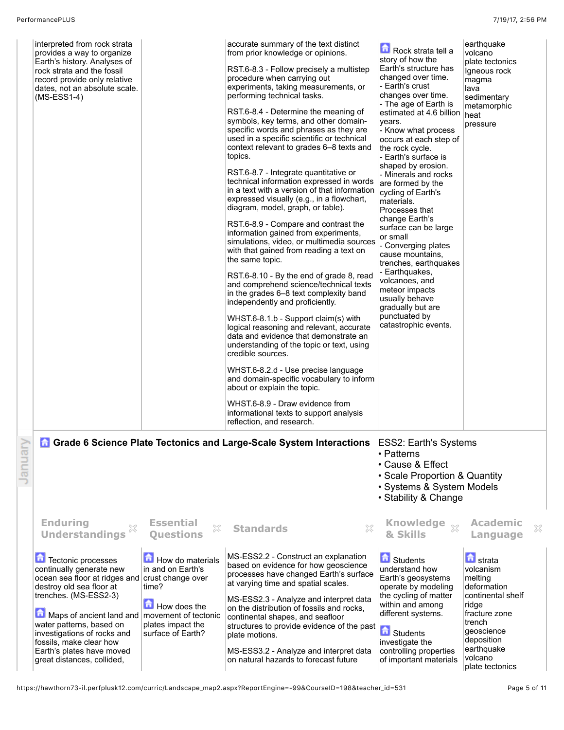| | | | | |
|---|---|---|---|---|
| interpreted from rock strata provides a way to organize Earth's history. Analyses of rock strata and the fossil record provide only relative dates, not an absolute scale. (MS-ESS1-4) | | accurate summary of the text distinct from prior knowledge or opinions.<br><br>RST.6-8.3 - Follow precisely a multistep procedure when carrying out experiments, taking measurements, or performing technical tasks.<br><br>RST.6-8.4 - Determine the meaning of symbols, key terms, and other domain-specific words and phrases as they are used in a specific scientific or technical context relevant to grades 6–8 texts and topics.<br><br>RST.6-8.7 - Integrate quantitative or technical information expressed in words in a text with a version of that information expressed visually (e.g., in a flowchart, diagram, model, graph, or table).<br><br>RST.6-8.9 - Compare and contrast the information gained from experiments, simulations, video, or multimedia sources with that gained from reading a text on the same topic.<br><br>RST.6-8.10 - By the end of grade 8, read and comprehend science/technical texts in the grades 6–8 text complexity band independently and proficiently.<br><br>WHST.6-8.1.b - Support claim(s) with logical reasoning and relevant, accurate data and evidence that demonstrate an understanding of the topic or text, using credible sources.<br><br>WHST.6-8.2.d - Use precise language and domain-specific vocabulary to inform about or explain the topic.<br><br>WHST.6-8.9 - Draw evidence from informational texts to support analysis reflection, and research. | Rock strata tell a story of how the Earth's structure has changed over time.<br>- Earth's crust changes over time.<br>- The age of Earth is estimated at 4.6 billion years.<br>- Know what process occurs at each step of the rock cycle.<br>- Earth's surface is shaped by erosion.<br>- Minerals and rocks are formed by the cycling of Earth's materials.<br>Processes that change Earth's surface can be large or small<br>- Converging plates cause mountains, trenches, earthquakes<br>- Earthquakes, volcanoes, and meteor impacts usually behave gradually but are punctuated by catastrophic events. | earthquake<br>volcano<br>plate tectonics<br>Igneous rock<br>magma<br>lava<br>sedimentary<br>metamorphic<br>heat<br>pressure |

## January

### Grade 6 Science Plate Tectonics and Large-Scale System Interactions

ESS2: Earth's Systems
- Patterns
- Cause & Effect
- Scale Proportion & Quantity
- Systems & System Models
- Stability & Change

| Enduring Understandings | Essential Questions | Standards | Knowledge & Skills | Academic Language |
|---|---|---|---|---|
| Tectonic processes continually generate new ocean sea floor at ridges and destroy old sea floor at trenches. (MS-ESS2-3)<br><br>Maps of ancient land and water patterns, based on investigations of rocks and fossils, make clear how Earth's plates have moved great distances, collided, | How do materials in and on Earth's crust change over time?<br><br>How does the movement of tectonic plates impact the surface of Earth? | MS-ESS2.2 - Construct an explanation based on evidence for how geoscience processes have changed Earth's surface at varying time and spatial scales.<br><br>MS-ESS2.3 - Analyze and interpret data on the distribution of fossils and rocks, continental shapes, and seafloor structures to provide evidence of the past plate motions.<br><br>MS-ESS3.2 - Analyze and interpret data on natural hazards to forecast future | Students understand how Earth's geosystems operate by modeling the cycling of matter within and among different systems.<br><br>Students investigate the controlling properties of important materials | strata<br>volcanism<br>melting<br>deformation<br>continental shelf<br>ridge<br>fracture zone<br>trench<br>geoscience<br>deposition<br>earthquake<br>volcano<br>plate tectonics |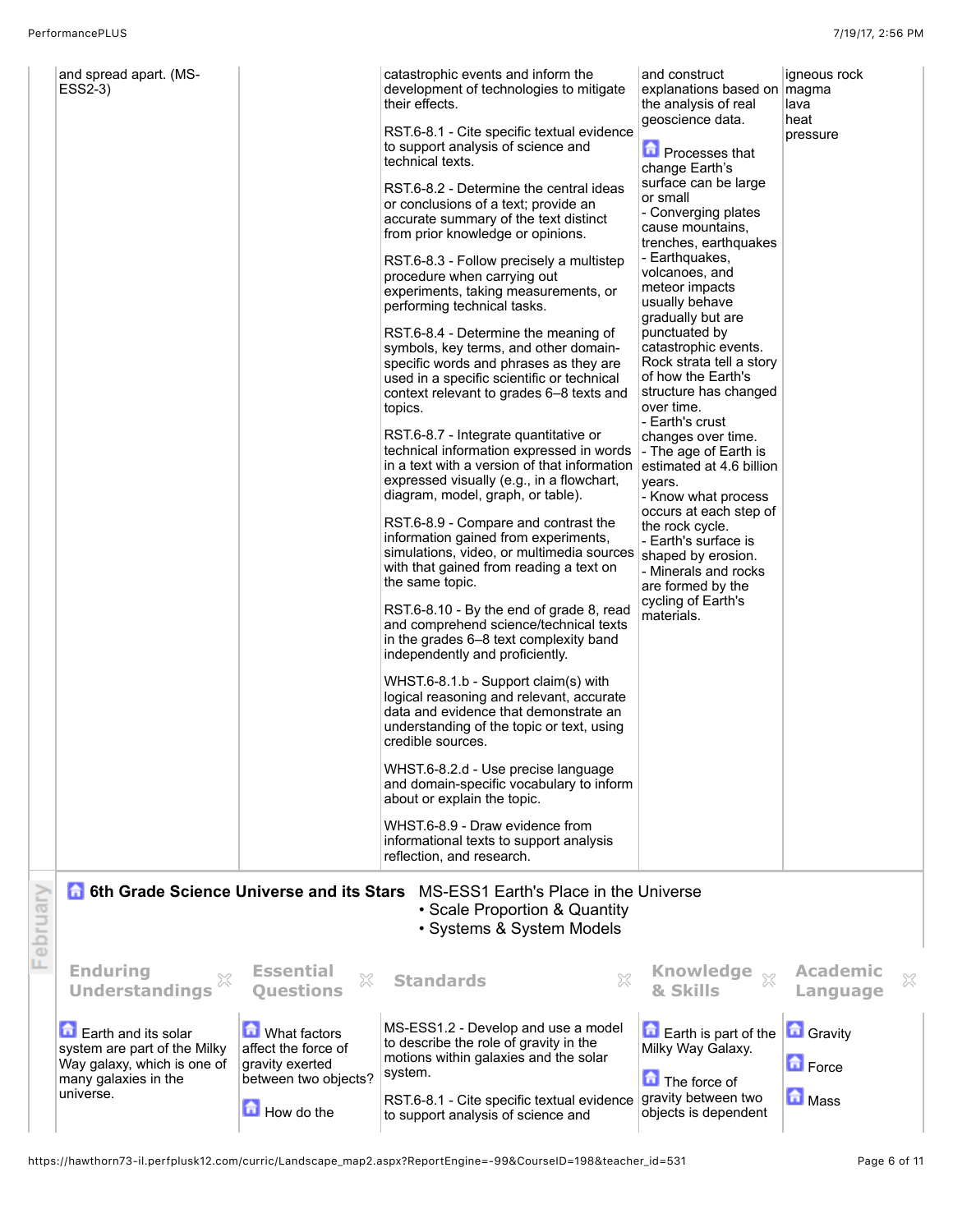| Enduring Understandings | Essential Questions | Standards | Knowledge & Skills | Academic Language |
|---|---|---|---|---|
| and spread apart. (MS-ESS2-3) | | catastrophic events and inform the development of technologies to mitigate their effects.<br><br>RST.6-8.1 - Cite specific textual evidence to support analysis of science and technical texts.<br><br>RST.6-8.2 - Determine the central ideas or conclusions of a text; provide an accurate summary of the text distinct from prior knowledge or opinions.<br><br>RST.6-8.3 - Follow precisely a multistep procedure when carrying out experiments, taking measurements, or performing technical tasks.<br><br>RST.6-8.4 - Determine the meaning of symbols, key terms, and other domain-specific words and phrases as they are used in a specific scientific or technical context relevant to grades 6–8 texts and topics.<br><br>RST.6-8.7 - Integrate quantitative or technical information expressed in words in a text with a version of that information expressed visually (e.g., in a flowchart, diagram, model, graph, or table).<br><br>RST.6-8.9 - Compare and contrast the information gained from experiments, simulations, video, or multimedia sources with that gained from reading a text on the same topic.<br><br>RST.6-8.10 - By the end of grade 8, read and comprehend science/technical texts in the grades 6–8 text complexity band independently and proficiently.<br><br>WHST.6-8.1.b - Support claim(s) with logical reasoning and relevant, accurate data and evidence that demonstrate an understanding of the topic or text, using credible sources.<br><br>WHST.6-8.2.d - Use precise language and domain-specific vocabulary to inform about or explain the topic.<br><br>WHST.6-8.9 - Draw evidence from informational texts to support analysis reflection, and research. | and construct explanations based on the analysis of real geoscience data.<br><br>Processes that change Earth's surface can be large or small<br>- Converging plates cause mountains, trenches, earthquakes<br>- Earthquakes, volcanoes, and meteor impacts usually behave gradually but are punctuated by catastrophic events. Rock strata tell a story of how the Earth's structure has changed over time.<br>- Earth's crust changes over time.<br>- The age of Earth is estimated at 4.6 billion years.<br>- Know what process occurs at each step of the rock cycle.<br>- Earth's surface is shaped by erosion.<br>- Minerals and rocks are formed by the cycling of Earth's materials. | igneous rock<br>magma<br>lava<br>heat<br>pressure |

## February

### 6th Grade Science Universe and its Stars

MS-ESS1 Earth's Place in the Universe

- Scale Proportion & Quantity
- Systems & System Models

| Enduring Understandings | Essential Questions | Standards | Knowledge & Skills | Academic Language |
|---|---|---|---|---|
| Earth and its solar system are part of the Milky Way galaxy, which is one of many galaxies in the universe. | What factors affect the force of gravity exerted between two objects?<br><br>How do the | MS-ESS1.2 - Develop and use a model to describe the role of gravity in the motions within galaxies and the solar system.<br><br>RST.6-8.1 - Cite specific textual evidence to support analysis of science and | Earth is part of the Milky Way Galaxy.<br><br>The force of gravity between two objects is dependent | Gravity<br><br>Force<br><br>Mass |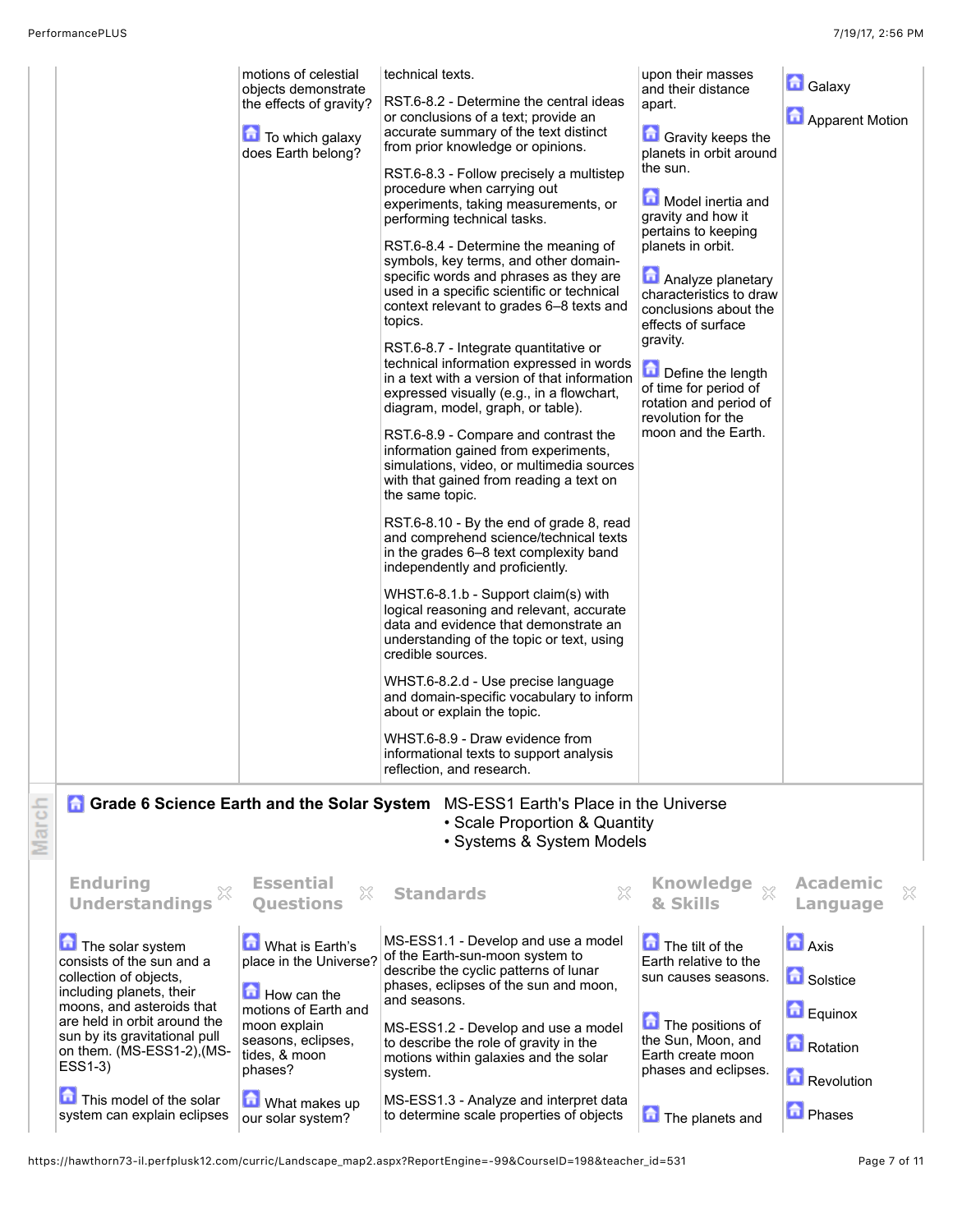| | Enduring Understandings | Essential Questions | Standards | Knowledge & Skills | Academic Language |
|---|---|---|---|---|---|
| | | motions of celestial objects demonstrate the effects of gravity?<br><br>To which galaxy does Earth belong? | technical texts.<br><br>RST.6-8.2 - Determine the central ideas or conclusions of a text; provide an accurate summary of the text distinct from prior knowledge or opinions.<br><br>RST.6-8.3 - Follow precisely a multistep procedure when carrying out experiments, taking measurements, or performing technical tasks.<br><br>RST.6-8.4 - Determine the meaning of symbols, key terms, and other domain-specific words and phrases as they are used in a specific scientific or technical context relevant to grades 6–8 texts and topics.<br><br>RST.6-8.7 - Integrate quantitative or technical information expressed in words in a text with a version of that information expressed visually (e.g., in a flowchart, diagram, model, graph, or table).<br><br>RST.6-8.9 - Compare and contrast the information gained from experiments, simulations, video, or multimedia sources with that gained from reading a text on the same topic.<br><br>RST.6-8.10 - By the end of grade 8, read and comprehend science/technical texts in the grades 6–8 text complexity band independently and proficiently.<br><br>WHST.6-8.1.b - Support claim(s) with logical reasoning and relevant, accurate data and evidence that demonstrate an understanding of the topic or text, using credible sources.<br><br>WHST.6-8.2.d - Use precise language and domain-specific vocabulary to inform about or explain the topic.<br><br>WHST.6-8.9 - Draw evidence from informational texts to support analysis reflection, and research. | upon their masses and their distance apart.<br><br>Gravity keeps the planets in orbit around the sun.<br><br>Model inertia and gravity and how it pertains to keeping planets in orbit.<br><br>Analyze planetary characteristics to draw conclusions about the effects of surface gravity.<br><br>Define the length of time for period of rotation and period of revolution for the moon and the Earth. | Galaxy<br><br>Apparent Motion |

## March

**Grade 6 Science Earth and the Solar System** MS-ESS1 Earth's Place in the Universe
- Scale Proportion & Quantity
- Systems & System Models

| Enduring Understandings | Essential Questions | Standards | Knowledge & Skills | Academic Language |
|---|---|---|---|---|
| The solar system consists of the sun and a collection of objects, including planets, their moons, and asteroids that are held in orbit around the sun by its gravitational pull on them. (MS-ESS1-2),(MS-ESS1-3)<br><br>This model of the solar system can explain eclipses | What is Earth's place in the Universe?<br><br>How can the motions of Earth and moon explain seasons, eclipses, tides, & moon phases?<br><br>What makes up our solar system? | MS-ESS1.1 - Develop and use a model of the Earth-sun-moon system to describe the cyclic patterns of lunar phases, eclipses of the sun and moon, and seasons.<br><br>MS-ESS1.2 - Develop and use a model to describe the role of gravity in the motions within galaxies and the solar system.<br><br>MS-ESS1.3 - Analyze and interpret data to determine scale properties of objects | The tilt of the Earth relative to the sun causes seasons.<br><br>The positions of the Sun, Moon, and Earth create moon phases and eclipses.<br><br>The planets and | Axis<br><br>Solstice<br><br>Equinox<br><br>Rotation<br><br>Revolution<br><br>Phases |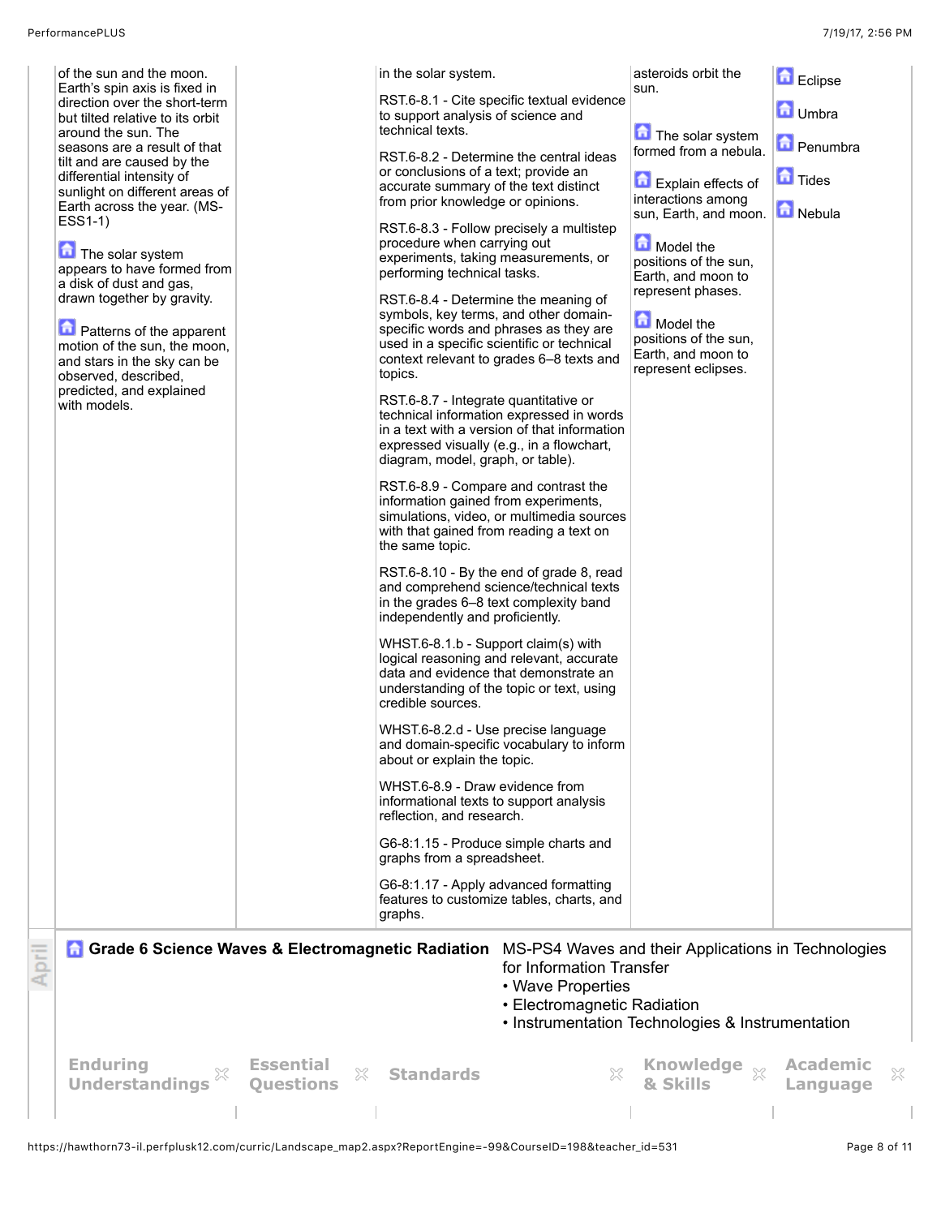| Enduring Understandings | Essential Questions | Standards | Knowledge & Skills | Academic Language |
|---|---|---|---|---|
| of the sun and the moon. Earth's spin axis is fixed in direction over the short-term but tilted relative to its orbit around the sun. The seasons are a result of that tilt and are caused by the differential intensity of sunlight on different areas of Earth across the year. (MS-ESS1-1)<br><br>The solar system appears to have formed from a disk of dust and gas, drawn together by gravity.<br><br>Patterns of the apparent motion of the sun, the moon, and stars in the sky can be observed, described, predicted, and explained with models. | | in the solar system.<br><br>RST.6-8.1 - Cite specific textual evidence to support analysis of science and technical texts.<br><br>RST.6-8.2 - Determine the central ideas or conclusions of a text; provide an accurate summary of the text distinct from prior knowledge or opinions.<br><br>RST.6-8.3 - Follow precisely a multistep procedure when carrying out experiments, taking measurements, or performing technical tasks.<br><br>RST.6-8.4 - Determine the meaning of symbols, key terms, and other domain-specific words and phrases as they are used in a specific scientific or technical context relevant to grades 6–8 texts and topics.<br><br>RST.6-8.7 - Integrate quantitative or technical information expressed in words in a text with a version of that information expressed visually (e.g., in a flowchart, diagram, model, graph, or table).<br><br>RST.6-8.9 - Compare and contrast the information gained from experiments, simulations, video, or multimedia sources with that gained from reading a text on the same topic.<br><br>RST.6-8.10 - By the end of grade 8, read and comprehend science/technical texts in the grades 6–8 text complexity band independently and proficiently.<br><br>WHST.6-8.1.b - Support claim(s) with logical reasoning and relevant, accurate data and evidence that demonstrate an understanding of the topic or text, using credible sources.<br><br>WHST.6-8.2.d - Use precise language and domain-specific vocabulary to inform about or explain the topic.<br><br>WHST.6-8.9 - Draw evidence from informational texts to support analysis reflection, and research.<br><br>G6-8:1.15 - Produce simple charts and graphs from a spreadsheet.<br><br>G6-8:1.17 - Apply advanced formatting features to customize tables, charts, and graphs. | asteroids orbit the sun.<br><br>The solar system formed from a nebula.<br><br>Explain effects of interactions among sun, Earth, and moon.<br><br>Model the positions of the sun, Earth, and moon to represent phases.<br><br>Model the positions of the sun, Earth, and moon to represent eclipses. | Eclipse<br><br>Umbra<br><br>Penumbra<br><br>Tides<br><br>Nebula |

## April

### Grade 6 Science Waves & Electromagnetic Radiation

MS-PS4 Waves and their Applications in Technologies for Information Transfer

- Wave Properties
- Electromagnetic Radiation
- Instrumentation Technologies & Instrumentation

| Enduring Understandings | Essential Questions | Standards | Knowledge & Skills | Academic Language |
|---|---|---|---|---|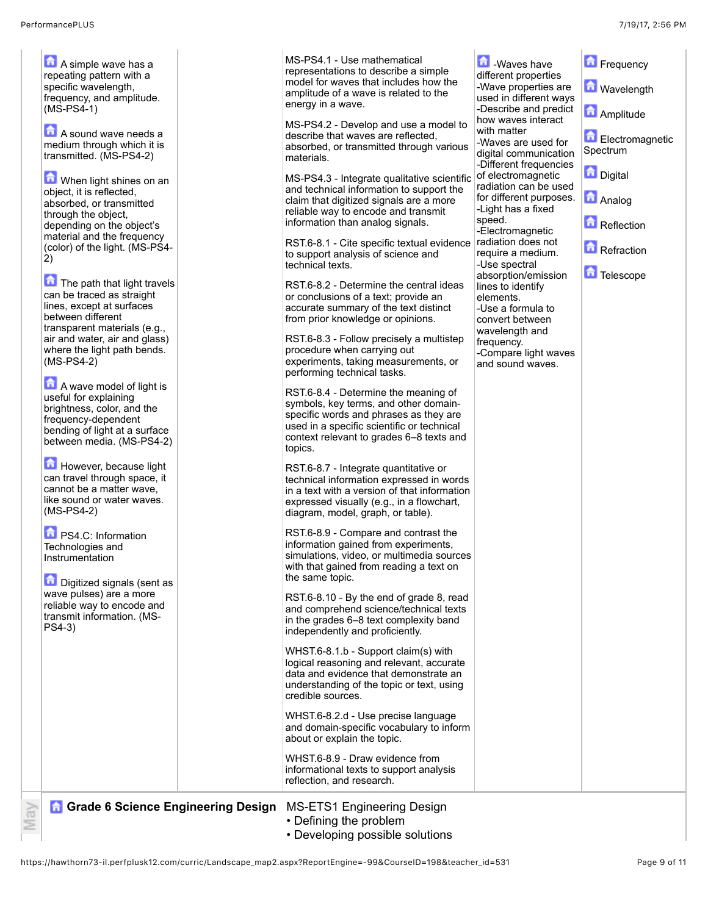| | | | | | |
|---|---|---|---|---|---|
| | A simple wave has a repeating pattern with a specific wavelength, frequency, and amplitude. (MS-PS4-1)<br><br>A sound wave needs a medium through which it is transmitted. (MS-PS4-2)<br><br>When light shines on an object, it is reflected, absorbed, or transmitted through the object, depending on the object's material and the frequency (color) of the light. (MS-PS4-2)<br><br>The path that light travels can be traced as straight lines, except at surfaces between different transparent materials (e.g., air and water, air and glass) where the light path bends. (MS-PS4-2)<br><br>A wave model of light is useful for explaining brightness, color, and the frequency-dependent bending of light at a surface between media. (MS-PS4-2)<br><br>However, because light can travel through space, it cannot be a matter wave, like sound or water waves. (MS-PS4-2)<br><br>PS4.C: Information Technologies and Instrumentation<br><br>Digitized signals (sent as wave pulses) are a more reliable way to encode and transmit information. (MS-PS4-3) | | MS-PS4.1 - Use mathematical representations to describe a simple model for waves that includes how the amplitude of a wave is related to the energy in a wave.<br><br>MS-PS4.2 - Develop and use a model to describe that waves are reflected, absorbed, or transmitted through various materials.<br><br>MS-PS4.3 - Integrate qualitative scientific and technical information to support the claim that digitized signals are a more reliable way to encode and transmit information than analog signals.<br><br>RST.6-8.1 - Cite specific textual evidence to support analysis of science and technical texts.<br><br>RST.6-8.2 - Determine the central ideas or conclusions of a text; provide an accurate summary of the text distinct from prior knowledge or opinions.<br><br>RST.6-8.3 - Follow precisely a multistep procedure when carrying out experiments, taking measurements, or performing technical tasks.<br><br>RST.6-8.4 - Determine the meaning of symbols, key terms, and other domain-specific words and phrases as they are used in a specific scientific or technical context relevant to grades 6–8 texts and topics.<br><br>RST.6-8.7 - Integrate quantitative or technical information expressed in words in a text with a version of that information expressed visually (e.g., in a flowchart, diagram, model, graph, or table).<br><br>RST.6-8.9 - Compare and contrast the information gained from experiments, simulations, video, or multimedia sources with that gained from reading a text on the same topic.<br><br>RST.6-8.10 - By the end of grade 8, read and comprehend science/technical texts in the grades 6–8 text complexity band independently and proficiently.<br><br>WHST.6-8.1.b - Support claim(s) with logical reasoning and relevant, accurate data and evidence that demonstrate an understanding of the topic or text, using credible sources.<br><br>WHST.6-8.2.d - Use precise language and domain-specific vocabulary to inform about or explain the topic.<br><br>WHST.6-8.9 - Draw evidence from informational texts to support analysis reflection, and research. | -Waves have different properties<br>-Wave properties are used in different ways<br>-Describe and predict how waves interact with matter<br>-Waves are used for digital communication<br>-Different frequencies of electromagnetic radiation can be used for different purposes.<br>-Light has a fixed speed.<br>-Electromagnetic radiation does not require a medium.<br>-Use spectral absorption/emission lines to identify elements.<br>-Use a formula to convert between wavelength and frequency.<br>-Compare light waves and sound waves. | Frequency<br><br>Wavelength<br><br>Amplitude<br><br>Electromagnetic Spectrum<br><br>Digital<br><br>Analog<br><br>Reflection<br><br>Refraction<br><br>Telescope |
| May | **Grade 6 Science Engineering Design** | | MS-ETS1 Engineering Design<br>• Defining the problem<br>• Developing possible solutions | | |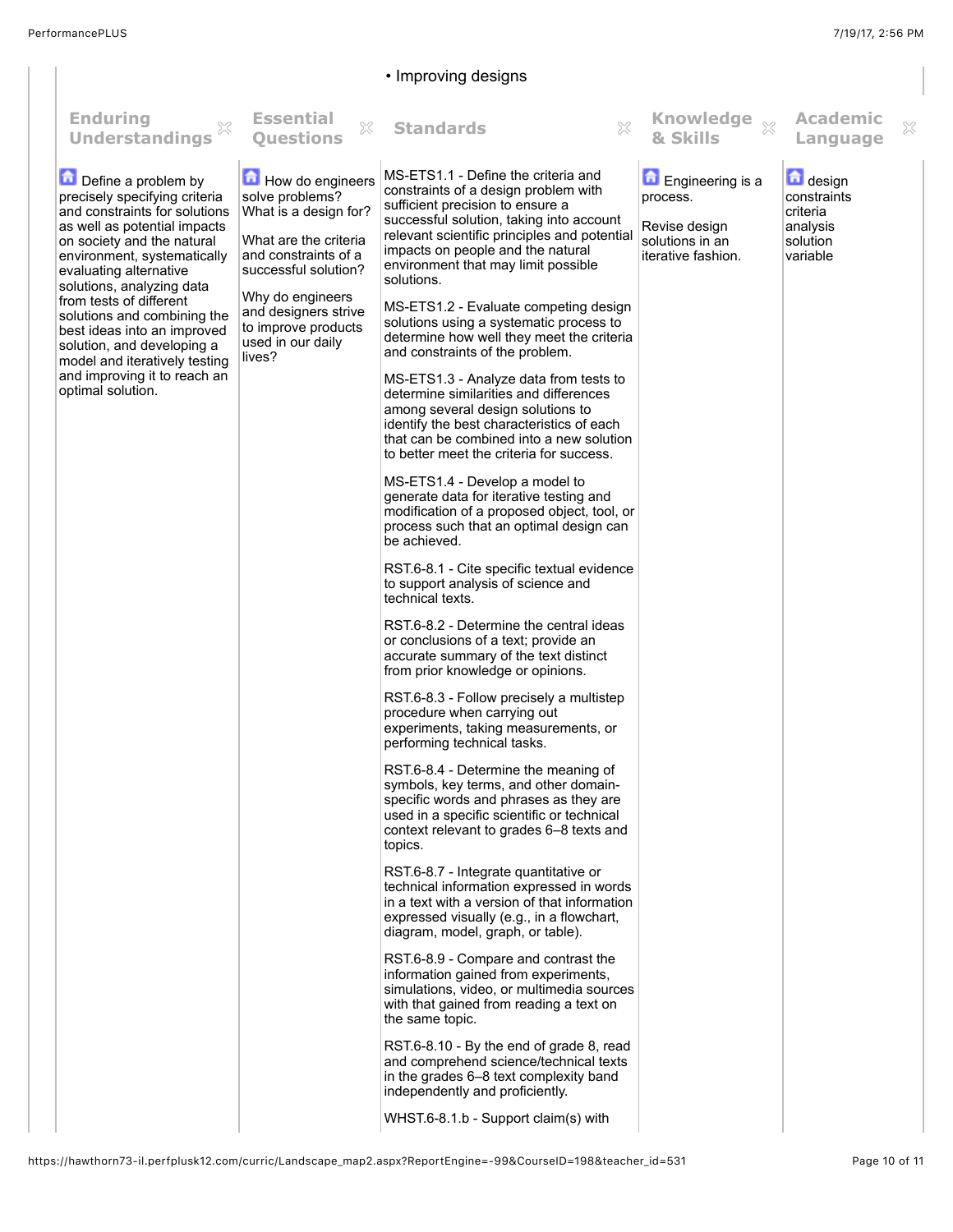• Improving designs

| Enduring Understandings | Essential Questions | Standards | Knowledge & Skills | Academic Language |
|---|---|---|---|---|
| Define a problem by precisely specifying criteria and constraints for solutions as well as potential impacts on society and the natural environment, systematically evaluating alternative solutions, analyzing data from tests of different solutions and combining the best ideas into an improved solution, and developing a model and iteratively testing and improving it to reach an optimal solution. | How do engineers solve problems? What is a design for?<br><br>What are the criteria and constraints of a successful solution?<br><br>Why do engineers and designers strive to improve products used in our daily lives? | MS-ETS1.1 - Define the criteria and constraints of a design problem with sufficient precision to ensure a successful solution, taking into account relevant scientific principles and potential impacts on people and the natural environment that may limit possible solutions.<br><br>MS-ETS1.2 - Evaluate competing design solutions using a systematic process to determine how well they meet the criteria and constraints of the problem.<br><br>MS-ETS1.3 - Analyze data from tests to determine similarities and differences among several design solutions to identify the best characteristics of each that can be combined into a new solution to better meet the criteria for success.<br><br>MS-ETS1.4 - Develop a model to generate data for iterative testing and modification of a proposed object, tool, or process such that an optimal design can be achieved.<br><br>RST.6-8.1 - Cite specific textual evidence to support analysis of science and technical texts.<br><br>RST.6-8.2 - Determine the central ideas or conclusions of a text; provide an accurate summary of the text distinct from prior knowledge or opinions.<br><br>RST.6-8.3 - Follow precisely a multistep procedure when carrying out experiments, taking measurements, or performing technical tasks.<br><br>RST.6-8.4 - Determine the meaning of symbols, key terms, and other domain-specific words and phrases as they are used in a specific scientific or technical context relevant to grades 6–8 texts and topics.<br><br>RST.6-8.7 - Integrate quantitative or technical information expressed in words in a text with a version of that information expressed visually (e.g., in a flowchart, diagram, model, graph, or table).<br><br>RST.6-8.9 - Compare and contrast the information gained from experiments, simulations, video, or multimedia sources with that gained from reading a text on the same topic.<br><br>RST.6-8.10 - By the end of grade 8, read and comprehend science/technical texts in the grades 6–8 text complexity band independently and proficiently.<br><br>WHST.6-8.1.b - Support claim(s) with | Engineering is a process.<br><br>Revise design solutions in an iterative fashion. | design<br>constraints<br>criteria<br>analysis<br>solution<br>variable |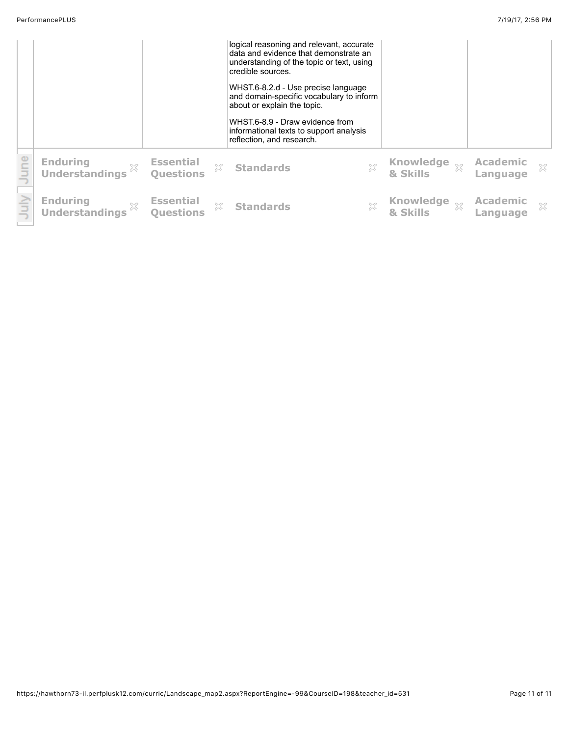| | | | | | |
|---|---|---|---|---|---|
| | | | logical reasoning and relevant, accurate data and evidence that demonstrate an understanding of the topic or text, using credible sources.<br><br>WHST.6-8.2.d - Use precise language and domain-specific vocabulary to inform about or explain the topic.<br><br>WHST.6-8.9 - Draw evidence from informational texts to support analysis reflection, and research. | | |
| June | **Enduring Understandings** | **Essential Questions** | **Standards** | **Knowledge & Skills** | **Academic Language** |
| July | **Enduring Understandings** | **Essential Questions** | **Standards** | **Knowledge & Skills** | **Academic Language** |